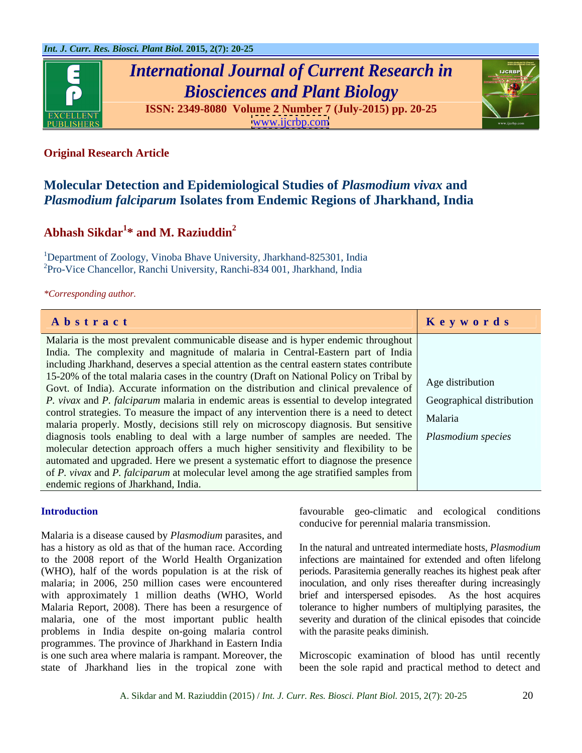**Original Research Article**

# Molecular Detection and Epidemiological Studies of *Plasmodium vivax* and *Plasmodium falciparum* Isolates from Endemic Regions of Jharkhand, India

**Abhash Sikdar[1]* and M. Raziuddin[2]**

[1]Department of Zoology, Vinoba Bhave University, Jharkhand-825301, India
[2]Pro-Vice Chancellor, Ranchi University, Ranchi-834 001, Jharkhand, India

*\*Corresponding author.*

| Abstract | Keywords |
|---|---|
| Malaria is the most prevalent communicable disease and is hyper endemic throughout India. The complexity and magnitude of malaria in Central-Eastern part of India including Jharkhand, deserves a special attention as the central eastern states contribute 15-20% of the total malaria cases in the country (Draft on National Policy on Tribal by Govt. of India). Accurate information on the distribution and clinical prevalence of *P. vivax* and *P. falciparum* malaria in endemic areas is essential to develop integrated control strategies. To measure the impact of any intervention there is a need to detect malaria properly. Mostly, decisions still rely on microscopy diagnosis. But sensitive diagnosis tools enabling to deal with a large number of samples are needed. The molecular detection approach offers a much higher sensitivity and flexibility to be automated and upgraded. Here we present a systematic effort to diagnose the presence of *P. vivax* and *P. falciparum* at molecular level among the age stratified samples from endemic regions of Jharkhand, India. | Age distribution<br>Geographical distribution<br>Malaria<br>*Plasmodium species* |

## Introduction

Malaria is a disease caused by *Plasmodium* parasites, and has a history as old as that of the human race. According to the 2008 report of the World Health Organization (WHO), half of the words population is at the risk of malaria; in 2006, 250 million cases were encountered with approximately 1 million deaths (WHO, World Malaria Report, 2008). There has been a resurgence of malaria, one of the most important public health problems in India despite on-going malaria control programmes. The province of Jharkhand in Eastern India is one such area where malaria is rampant. Moreover, the state of Jharkhand lies in the tropical zone with favourable geo-climatic and ecological conditions conducive for perennial malaria transmission.

In the natural and untreated intermediate hosts, *Plasmodium* infections are maintained for extended and often lifelong periods. Parasitemia generally reaches its highest peak after inoculation, and only rises thereafter during increasingly brief and interspersed episodes. As the host acquires tolerance to higher numbers of multiplying parasites, the severity and duration of the clinical episodes that coincide with the parasite peaks diminish.

Microscopic examination of blood has until recently been the sole rapid and practical method to detect and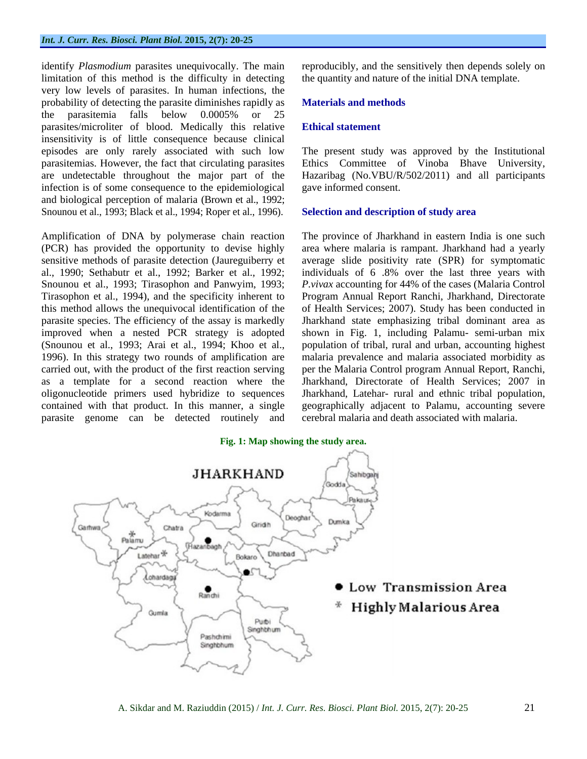identify *Plasmodium* parasites unequivocally. The main limitation of this method is the difficulty in detecting very low levels of parasites. In human infections, the probability of detecting the parasite diminishes rapidly as the parasitemia falls below 0.0005% or 25 parasites/microliter of blood. Medically this relative insensitivity is of little consequence because clinical episodes are only rarely associated with such low parasitemias. However, the fact that circulating parasites are undetectable throughout the major part of the infection is of some consequence to the epidemiological and biological perception of malaria (Brown et al., 1992; Snounou et al., 1993; Black et al., 1994; Roper et al., 1996).

Amplification of DNA by polymerase chain reaction (PCR) has provided the opportunity to devise highly sensitive methods of parasite detection (Jaureguiberry et al., 1990; Sethabutr et al., 1992; Barker et al., 1992; Snounou et al., 1993; Tirasophon and Panwyim, 1993; Tirasophon et al., 1994), and the specificity inherent to this method allows the unequivocal identification of the parasite species. The efficiency of the assay is markedly improved when a nested PCR strategy is adopted (Snounou et al., 1993; Arai et al., 1994; Khoo et al., 1996). In this strategy two rounds of amplification are carried out, with the product of the first reaction serving as a template for a second reaction where the oligonucleotide primers used hybridize to sequences contained with that product. In this manner, a single parasite genome can be detected routinely and reproducibly, and the sensitively then depends solely on the quantity and nature of the initial DNA template.

## Materials and methods

### Ethical statement

The present study was approved by the Institutional Ethics Committee of Vinoba Bhave University, Hazaribag (No.VBU/R/502/2011) and all participants gave informed consent.

### Selection and description of study area

The province of Jharkhand in eastern India is one such area where malaria is rampant. Jharkhand had a yearly average slide positivity rate (SPR) for symptomatic individuals of 6 .8% over the last three years with *P.vivax* accounting for 44% of the cases (Malaria Control Program Annual Report Ranchi, Jharkhand, Directorate of Health Services; 2007). Study has been conducted in Jharkhand state emphasizing tribal dominant area as shown in Fig. 1, including Palamu- semi-urban mix population of tribal, rural and urban, accounting highest malaria prevalence and malaria associated morbidity as per the Malaria Control program Annual Report, Ranchi, Jharkhand, Directorate of Health Services; 2007 in Jharkhand, Latehar- rural and ethnic tribal population, geographically adjacent to Palamu, accounting severe cerebral malaria and death associated with malaria.

**Fig. 1: Map showing the study area.**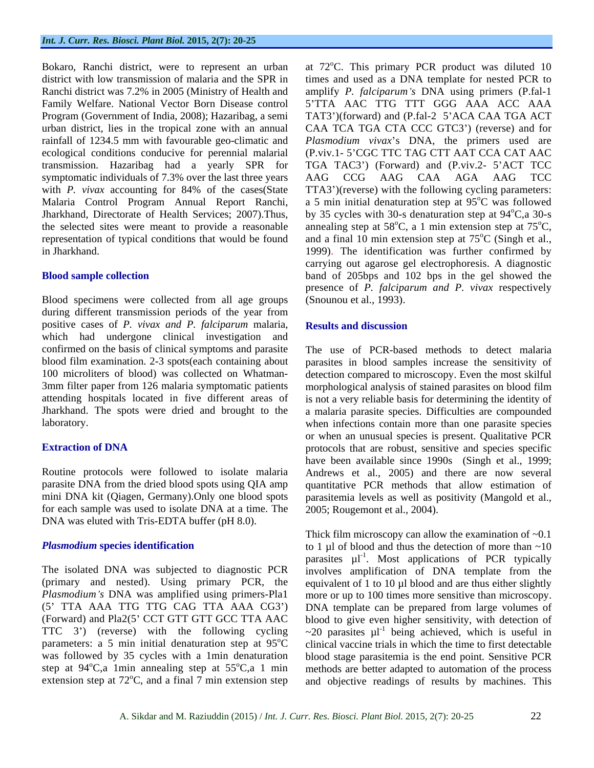Bokaro, Ranchi district, were to represent an urban district with low transmission of malaria and the SPR in Ranchi district was 7.2% in 2005 (Ministry of Health and Family Welfare. National Vector Born Disease control Program (Government of India, 2008); Hazaribag, a semi urban district, lies in the tropical zone with an annual rainfall of 1234.5 mm with favourable geo-climatic and ecological conditions conducive for perennial malarial transmission. Hazaribag had a yearly SPR for symptomatic individuals of 7.3% over the last three years with *P. vivax* accounting for 84% of the cases(State Malaria Control Program Annual Report Ranchi, Jharkhand, Directorate of Health Services; 2007).Thus, the selected sites were meant to provide a reasonable representation of typical conditions that would be found in Jharkhand.

### Blood sample collection

Blood specimens were collected from all age groups during different transmission periods of the year from positive cases of *P. vivax and P. falciparum* malaria, which had undergone clinical investigation and confirmed on the basis of clinical symptoms and parasite blood film examination. 2-3 spots(each containing about 100 microliters of blood) was collected on Whatman-3mm filter paper from 126 malaria symptomatic patients attending hospitals located in five different areas of Jharkhand. The spots were dried and brought to the laboratory.

### Extraction of DNA

Routine protocols were followed to isolate malaria parasite DNA from the dried blood spots using QIA amp mini DNA kit (Qiagen, Germany).Only one blood spots for each sample was used to isolate DNA at a time. The DNA was eluted with Tris-EDTA buffer (pH 8.0).

### *Plasmodium* species identification

The isolated DNA was subjected to diagnostic PCR (primary and nested). Using primary PCR, the *Plasmodium's* DNA was amplified using primers-Pla1 (5' TTA AAA TTG TTG CAG TTA AAA CG3') (Forward) and Pla2(5' CCT GTT GTT GCC TTA AAC TTC 3') (reverse) with the following cycling parameters: a 5 min initial denaturation step at 95°C was followed by 35 cycles with a 1min denaturation step at 94°C,a 1min annealing step at 55°C,a 1 min extension step at 72°C, and a final 7 min extension step at 72°C. This primary PCR product was diluted 10 times and used as a DNA template for nested PCR to amplify *P. falciparum's* DNA using primers (P.fal-1 5'TTA AAC TTG TTT GGG AAA ACC AAA TAT3')(forward) and (P.fal-2 5'ACA CAA TGA ACT CAA TCA TGA CTA CCC GTC3') (reverse) and for *Plasmodium vivax*'s DNA, the primers used are (P.viv.1- 5'CGC TTC TAG CTT AAT CCA CAT AAC TGA TAC3') (Forward) and (P.viv.2- 5'ACT TCC AAG CCG AAG CAA AGA AAG TCC TTA3')(reverse) with the following cycling parameters: a 5 min initial denaturation step at 95°C was followed by 35 cycles with 30-s denaturation step at 94°C,a 30-s annealing step at 58°C, a 1 min extension step at 75°C, and a final 10 min extension step at 75°C (Singh et al., 1999). The identification was further confirmed by carrying out agarose gel electrophoresis. A diagnostic band of 205bps and 102 bps in the gel showed the presence of *P. falciparum and P. vivax* respectively (Snounou et al., 1993).

## Results and discussion

The use of PCR-based methods to detect malaria parasites in blood samples increase the sensitivity of detection compared to microscopy. Even the most skilful morphological analysis of stained parasites on blood film is not a very reliable basis for determining the identity of a malaria parasite species. Difficulties are compounded when infections contain more than one parasite species or when an unusual species is present. Qualitative PCR protocols that are robust, sensitive and species specific have been available since 1990s (Singh et al., 1999; Andrews et al., 2005) and there are now several quantitative PCR methods that allow estimation of parasitemia levels as well as positivity (Mangold et al., 2005; Rougemont et al., 2004).

Thick film microscopy can allow the examination of ~0.1 to 1 μl of blood and thus the detection of more than ~10 parasites $\mu l^{-1}$. Most applications of PCR typically involves amplification of DNA template from the equivalent of 1 to 10 μl blood and are thus either slightly more or up to 100 times more sensitive than microscopy. DNA template can be prepared from large volumes of blood to give even higher sensitivity, with detection of ~20 parasites $\mu l^{-1}$ being achieved, which is useful in clinical vaccine trials in which the time to first detectable blood stage parasitemia is the end point. Sensitive PCR methods are better adapted to automation of the process and objective readings of results by machines. This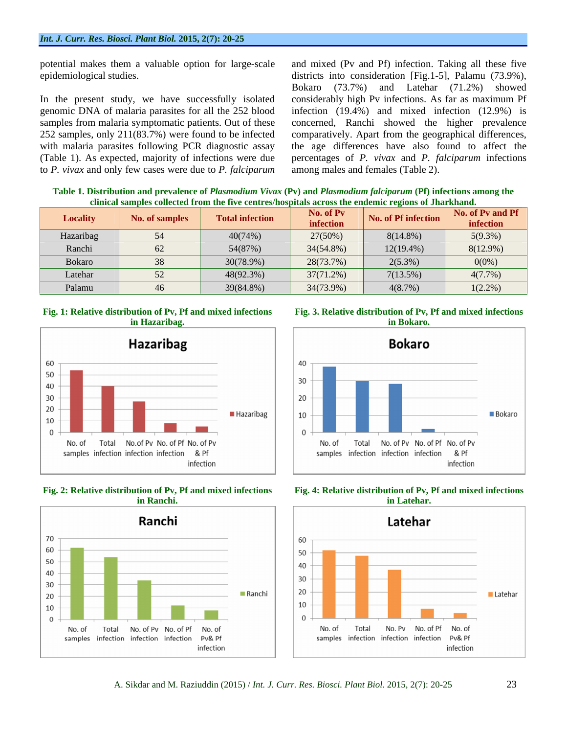potential makes them a valuable option for large-scale epidemiological studies.

In the present study, we have successfully isolated genomic DNA of malaria parasites for all the 252 blood samples from malaria symptomatic patients. Out of these 252 samples, only 211(83.7%) were found to be infected with malaria parasites following PCR diagnostic assay (Table 1). As expected, majority of infections were due to *P. vivax* and only few cases were due to *P. falciparum* and mixed (Pv and Pf) infection. Taking all these five districts into consideration [Fig.1-5], Palamu (73.9%), Bokaro (73.7%) and Latehar (71.2%) showed considerably high Pv infections. As far as maximum Pf infection (19.4%) and mixed infection (12.9%) is concerned, Ranchi showed the higher prevalence comparatively. Apart from the geographical differences, the age differences have also found to affect the percentages of *P. vivax* and *P. falciparum* infections among males and females (Table 2).

**Table 1. Distribution and prevalence of *Plasmodium Vivax* (Pv) and *Plasmodium falciparum* (Pf) infections among the clinical samples collected from the five centres/hospitals across the endemic regions of Jharkhand.**

| Locality | No. of samples | Total infection | No. of Pv infection | No. of Pf infection | No. of Pv and Pf infection |
|---|---|---|---|---|---|
| Hazaribag | 54 | 40(74%) | 27(50%) | 8(14.8%) | 5(9.3%) |
| Ranchi | 62 | 54(87%) | 34(54.8%) | 12(19.4%) | 8(12.9%) |
| Bokaro | 38 | 30(78.9%) | 28(73.7%) | 2(5.3%) | 0(0%) |
| Latehar | 52 | 48(92.3%) | 37(71.2%) | 7(13.5%) | 4(7.7%) |
| Palamu | 46 | 39(84.8%) | 34(73.9%) | 4(8.7%) | 1(2.2%) |

**Fig. 1: Relative distribution of Pv, Pf and mixed infections in Hazaribag.**

**Fig. 2: Relative distribution of Pv, Pf and mixed infections in Ranchi.**

**Fig. 3. Relative distribution of Pv, Pf and mixed infections in Bokaro.**

**Fig. 4: Relative distribution of Pv, Pf and mixed infections in Latehar.**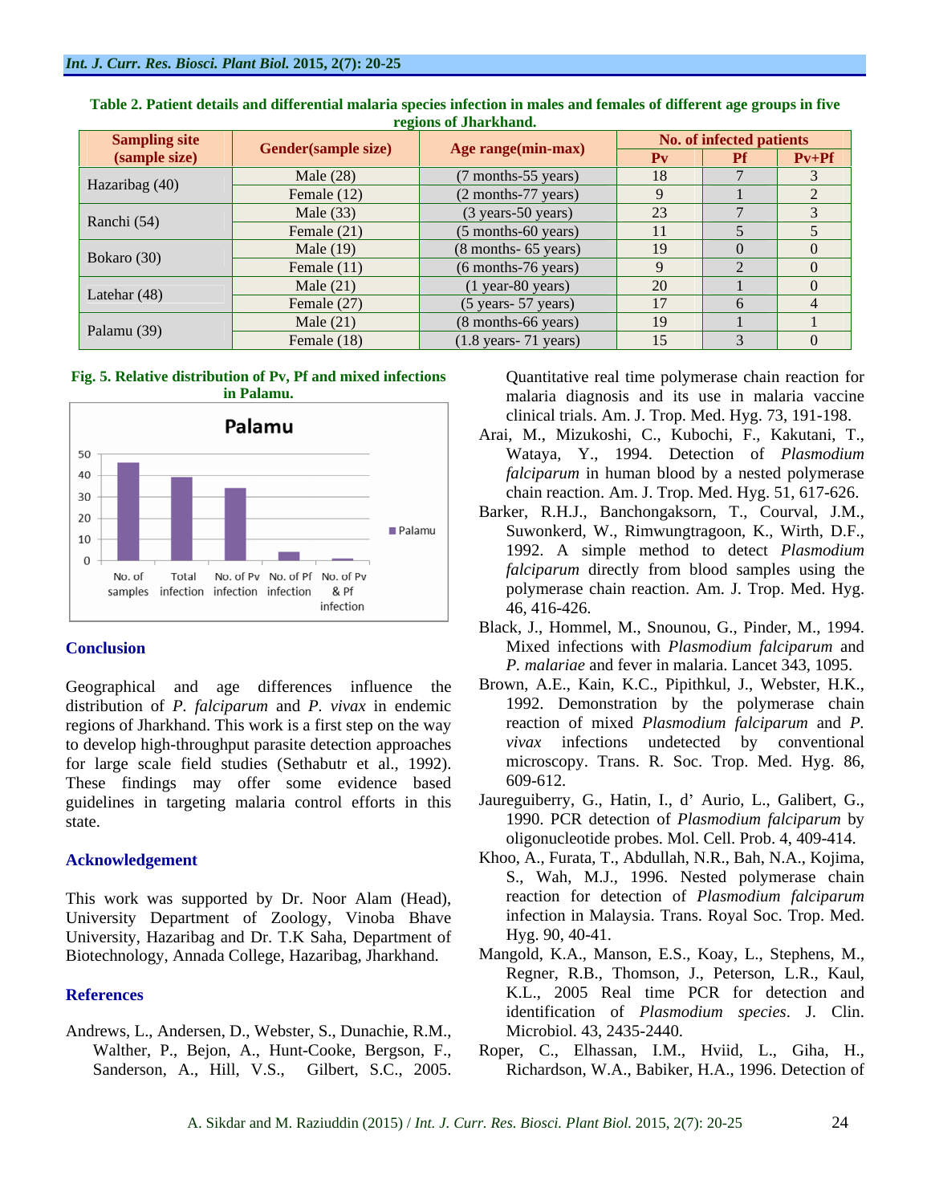**Table 2. Patient details and differential malaria species infection in males and females of different age groups in five regions of Jharkhand.**

| Sampling site (sample size) | Gender(sample size) | Age range(min-max) | No. of infected patients | | |
|---|---|---|---|---|---|
| | | | Pv | Pf | Pv+Pf |
| Hazaribag (40) | Male (28) | (7 months-55 years) | 18 | 7 | 3 |
| | Female (12) | (2 months-77 years) | 9 | 1 | 2 |
| Ranchi (54) | Male (33) | (3 years-50 years) | 23 | 7 | 3 |
| | Female (21) | (5 months-60 years) | 11 | 5 | 5 |
| Bokaro (30) | Male (19) | (8 months- 65 years) | 19 | 0 | 0 |
| | Female (11) | (6 months-76 years) | 9 | 2 | 0 |
| Latehar (48) | Male (21) | (1 year-80 years) | 20 | 1 | 0 |
| | Female (27) | (5 years- 57 years) | 17 | 6 | 4 |
| Palamu (39) | Male (21) | (8 months-66 years) | 19 | 1 | 1 |
| | Female (18) | (1.8 years- 71 years) | 15 | 3 | 0 |

**Fig. 5. Relative distribution of Pv, Pf and mixed infections in Palamu.**

## Conclusion

Geographical and age differences influence the distribution of *P. falciparum* and *P. vivax* in endemic regions of Jharkhand. This work is a first step on the way to develop high-throughput parasite detection approaches for large scale field studies (Sethabutr et al., 1992). These findings may offer some evidence based guidelines in targeting malaria control efforts in this state.

## Acknowledgement

This work was supported by Dr. Noor Alam (Head), University Department of Zoology, Vinoba Bhave University, Hazaribag and Dr. T.K Saha, Department of Biotechnology, Annada College, Hazaribag, Jharkhand.

## References

Andrews, L., Andersen, D., Webster, S., Dunachie, R.M., Walther, P., Bejon, A., Hunt-Cooke, Bergson, F., Sanderson, A., Hill, V.S., Gilbert, S.C., 2005. Quantitative real time polymerase chain reaction for malaria diagnosis and its use in malaria vaccine clinical trials. Am. J. Trop. Med. Hyg. 73, 191-198.

Arai, M., Mizukoshi, C., Kubochi, F., Kakutani, T., Wataya, Y., 1994. Detection of *Plasmodium falciparum* in human blood by a nested polymerase chain reaction. Am. J. Trop. Med. Hyg. 51, 617-626.

Barker, R.H.J., Banchongaksorn, T., Courval, J.M., Suwonkerd, W., Rimwungtragoon, K., Wirth, D.F., 1992. A simple method to detect *Plasmodium falciparum* directly from blood samples using the polymerase chain reaction. Am. J. Trop. Med. Hyg. 46, 416-426.

Black, J., Hommel, M., Snounou, G., Pinder, M., 1994. Mixed infections with *Plasmodium falciparum* and *P. malariae* and fever in malaria. Lancet 343, 1095.

Brown, A.E., Kain, K.C., Pipithkul, J., Webster, H.K., 1992. Demonstration by the polymerase chain reaction of mixed *Plasmodium falciparum* and *P. vivax* infections undetected by conventional microscopy. Trans. R. Soc. Trop. Med. Hyg. 86, 609-612.

Jaureguiberry, G., Hatin, I., d' Aurio, L., Galibert, G., 1990. PCR detection of *Plasmodium falciparum* by oligonucleotide probes. Mol. Cell. Prob. 4, 409-414.

Khoo, A., Furata, T., Abdullah, N.R., Bah, N.A., Kojima, S., Wah, M.J., 1996. Nested polymerase chain reaction for detection of *Plasmodium falciparum* infection in Malaysia. Trans. Royal Soc. Trop. Med. Hyg. 90, 40-41.

Mangold, K.A., Manson, E.S., Koay, L., Stephens, M., Regner, R.B., Thomson, J., Peterson, L.R., Kaul, K.L., 2005 Real time PCR for detection and identification of *Plasmodium species*. J. Clin. Microbiol. 43, 2435-2440.

Roper, C., Elhassan, I.M., Hviid, L., Giha, H., Richardson, W.A., Babiker, H.A., 1996. Detection of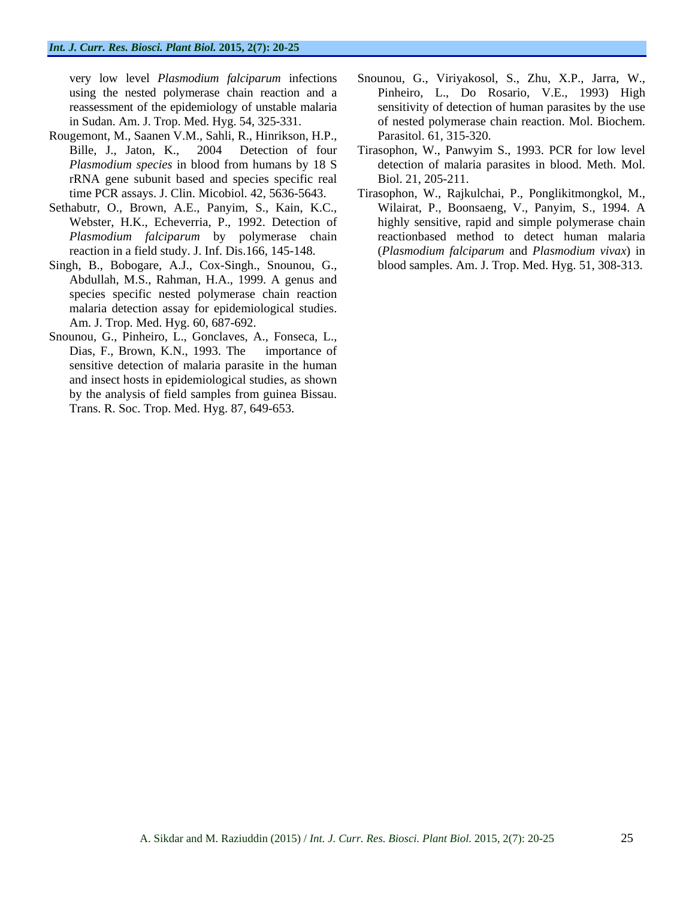very low level *Plasmodium falciparum* infections using the nested polymerase chain reaction and a reassessment of the epidemiology of unstable malaria in Sudan. Am. J. Trop. Med. Hyg. 54, 325-331.

Rougemont, M., Saanen V.M., Sahli, R., Hinrikson, H.P., Bille, J., Jaton, K., 2004 Detection of four *Plasmodium species* in blood from humans by 18 S rRNA gene subunit based and species specific real time PCR assays. J. Clin. Micobiol. 42, 5636-5643.

Sethabutr, O., Brown, A.E., Panyim, S., Kain, K.C., Webster, H.K., Echeverria, P., 1992. Detection of *Plasmodium falciparum* by polymerase chain reaction in a field study. J. Inf. Dis.166, 145-148.

Singh, B., Bobogare, A.J., Cox-Singh., Snounou, G., Abdullah, M.S., Rahman, H.A., 1999. A genus and species specific nested polymerase chain reaction malaria detection assay for epidemiological studies. Am. J. Trop. Med. Hyg. 60, 687-692.

Snounou, G., Pinheiro, L., Gonclaves, A., Fonseca, L., Dias, F., Brown, K.N., 1993. The importance of sensitive detection of malaria parasite in the human and insect hosts in epidemiological studies, as shown by the analysis of field samples from guinea Bissau. Trans. R. Soc. Trop. Med. Hyg. 87, 649-653.

Snounou, G., Viriyakosol, S., Zhu, X.P., Jarra, W., Pinheiro, L., Do Rosario, V.E., 1993) High sensitivity of detection of human parasites by the use of nested polymerase chain reaction. Mol. Biochem. Parasitol. 61, 315-320.

Tirasophon, W., Panwyim S., 1993. PCR for low level detection of malaria parasites in blood. Meth. Mol. Biol. 21, 205-211.

Tirasophon, W., Rajkulchai, P., Ponglikitmongkol, M., Wilairat, P., Boonsaeng, V., Panyim, S., 1994. A highly sensitive, rapid and simple polymerase chain reactionbased method to detect human malaria (*Plasmodium falciparum* and *Plasmodium vivax*) in blood samples. Am. J. Trop. Med. Hyg. 51, 308-313.